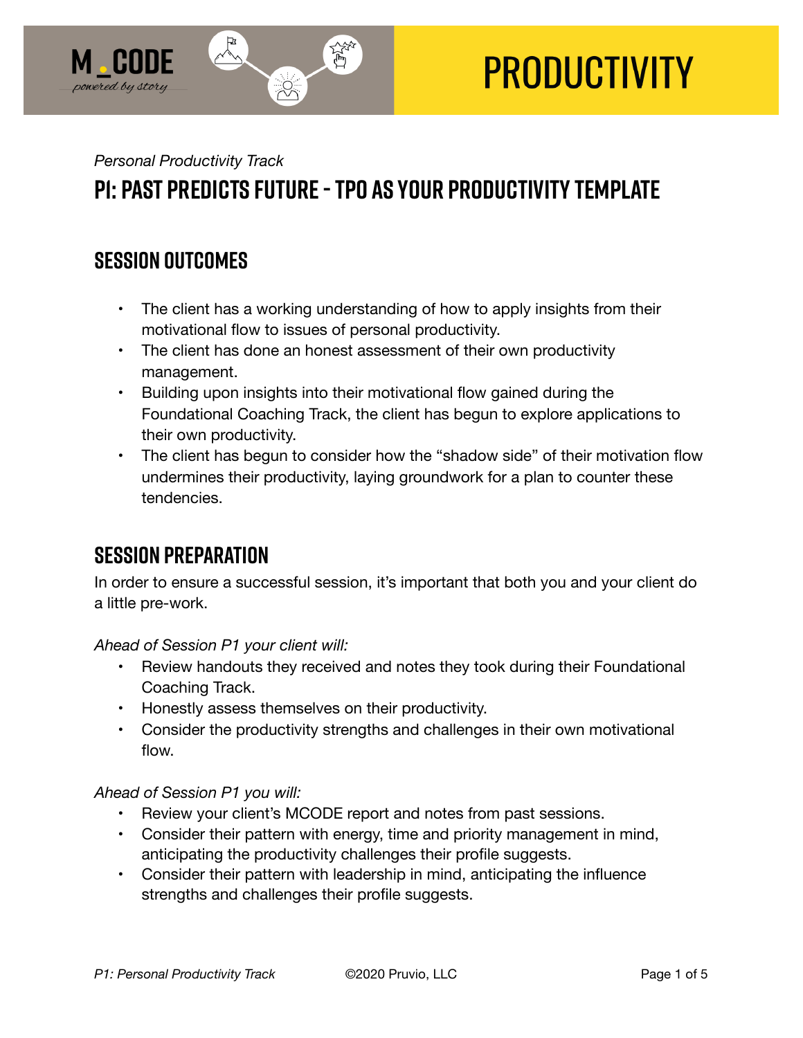M CODE
*powered by story*

# PRODUCTIVITY

*Personal Productivity Track*

## P1: PAST PREDICTS FUTURE - TPO AS YOUR PRODUCTIVITY TEMPLATE

### SESSION OUTCOMES

- The client has a working understanding of how to apply insights from their motivational flow to issues of personal productivity.
- The client has done an honest assessment of their own productivity management.
- Building upon insights into their motivational flow gained during the Foundational Coaching Track, the client has begun to explore applications to their own productivity.
- The client has begun to consider how the "shadow side" of their motivation flow undermines their productivity, laying groundwork for a plan to counter these tendencies.

### SESSION PREPARATION

In order to ensure a successful session, it's important that both you and your client do a little pre-work.

*Ahead of Session P1 your client will:*

- Review handouts they received and notes they took during their Foundational Coaching Track.
- Honestly assess themselves on their productivity.
- Consider the productivity strengths and challenges in their own motivational flow.

*Ahead of Session P1 you will:*

- Review your client's MCODE report and notes from past sessions.
- Consider their pattern with energy, time and priority management in mind, anticipating the productivity challenges their profile suggests.
- Consider their pattern with leadership in mind, anticipating the influence strengths and challenges their profile suggests.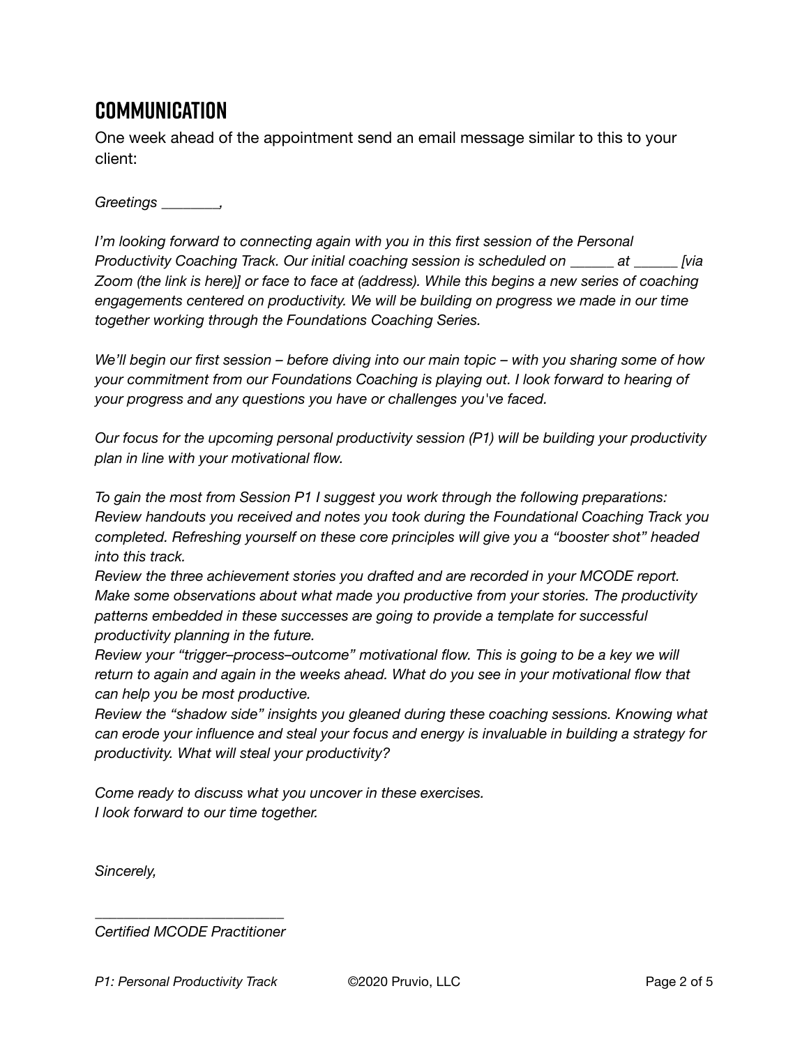## COMMUNICATION

One week ahead of the appointment send an email message similar to this to your client:

*Greetings ________,*

*I'm looking forward to connecting again with you in this first session of the Personal Productivity Coaching Track. Our initial coaching session is scheduled on ______ at ______ [via Zoom (the link is here)] or face to face at (address). While this begins a new series of coaching engagements centered on productivity. We will be building on progress we made in our time together working through the Foundations Coaching Series.*

*We'll begin our first session – before diving into our main topic – with you sharing some of how your commitment from our Foundations Coaching is playing out. I look forward to hearing of your progress and any questions you have or challenges you've faced.*

*Our focus for the upcoming personal productivity session (P1) will be building your productivity plan in line with your motivational flow.*

*To gain the most from Session P1 I suggest you work through the following preparations:*
*Review handouts you received and notes you took during the Foundational Coaching Track you completed. Refreshing yourself on these core principles will give you a "booster shot" headed into this track.*
*Review the three achievement stories you drafted and are recorded in your MCODE report. Make some observations about what made you productive from your stories. The productivity patterns embedded in these successes are going to provide a template for successful productivity planning in the future.*
*Review your "trigger–process–outcome" motivational flow. This is going to be a key we will return to again and again in the weeks ahead. What do you see in your motivational flow that can help you be most productive.*
*Review the "shadow side" insights you gleaned during these coaching sessions. Knowing what can erode your influence and steal your focus and energy is invaluable in building a strategy for productivity. What will steal your productivity?*

*Come ready to discuss what you uncover in these exercises.*
*I look forward to our time together.*

*Sincerely,*

*_________________________*
*Certified MCODE Practitioner*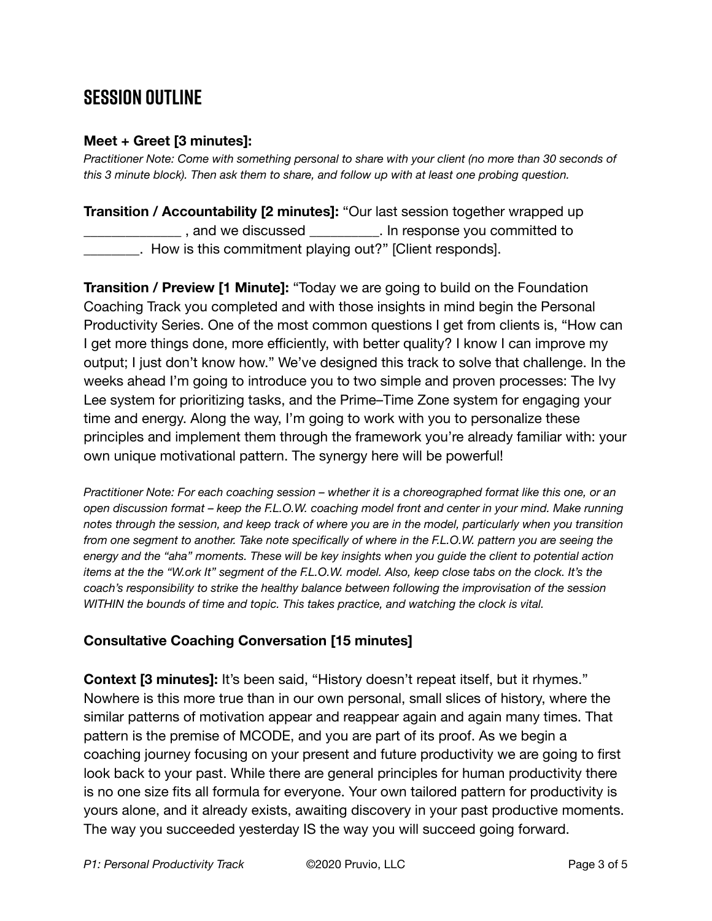# SESSION OUTLINE

**Meet + Greet [3 minutes]:**
*Practitioner Note: Come with something personal to share with your client (no more than 30 seconds of this 3 minute block). Then ask them to share, and follow up with at least one probing question.*

**Transition / Accountability [2 minutes]:** "Our last session together wrapped up _____________ , and we discussed _________. In response you committed to ________. How is this commitment playing out?" [Client responds].

**Transition / Preview [1 Minute]:** "Today we are going to build on the Foundation Coaching Track you completed and with those insights in mind begin the Personal Productivity Series. One of the most common questions I get from clients is, "How can I get more things done, more efficiently, with better quality? I know I can improve my output; I just don't know how." We've designed this track to solve that challenge. In the weeks ahead I'm going to introduce you to two simple and proven processes: The Ivy Lee system for prioritizing tasks, and the Prime–Time Zone system for engaging your time and energy. Along the way, I'm going to work with you to personalize these principles and implement them through the framework you're already familiar with: your own unique motivational pattern. The synergy here will be powerful!

*Practitioner Note: For each coaching session – whether it is a choreographed format like this one, or an open discussion format – keep the F.L.O.W. coaching model front and center in your mind. Make running notes through the session, and keep track of where you are in the model, particularly when you transition from one segment to another. Take note specifically of where in the F.L.O.W. pattern you are seeing the energy and the "aha" moments. These will be key insights when you guide the client to potential action items at the the "W.ork It" segment of the F.L.O.W. model. Also, keep close tabs on the clock. It's the coach's responsibility to strike the healthy balance between following the improvisation of the session WITHIN the bounds of time and topic. This takes practice, and watching the clock is vital.*

**Consultative Coaching Conversation [15 minutes]**

**Context [3 minutes]:** It's been said, "History doesn't repeat itself, but it rhymes." Nowhere is this more true than in our own personal, small slices of history, where the similar patterns of motivation appear and reappear again and again many times. That pattern is the premise of MCODE, and you are part of its proof. As we begin a coaching journey focusing on your present and future productivity we are going to first look back to your past. While there are general principles for human productivity there is no one size fits all formula for everyone. Your own tailored pattern for productivity is yours alone, and it already exists, awaiting discovery in your past productive moments. The way you succeeded yesterday IS the way you will succeed going forward.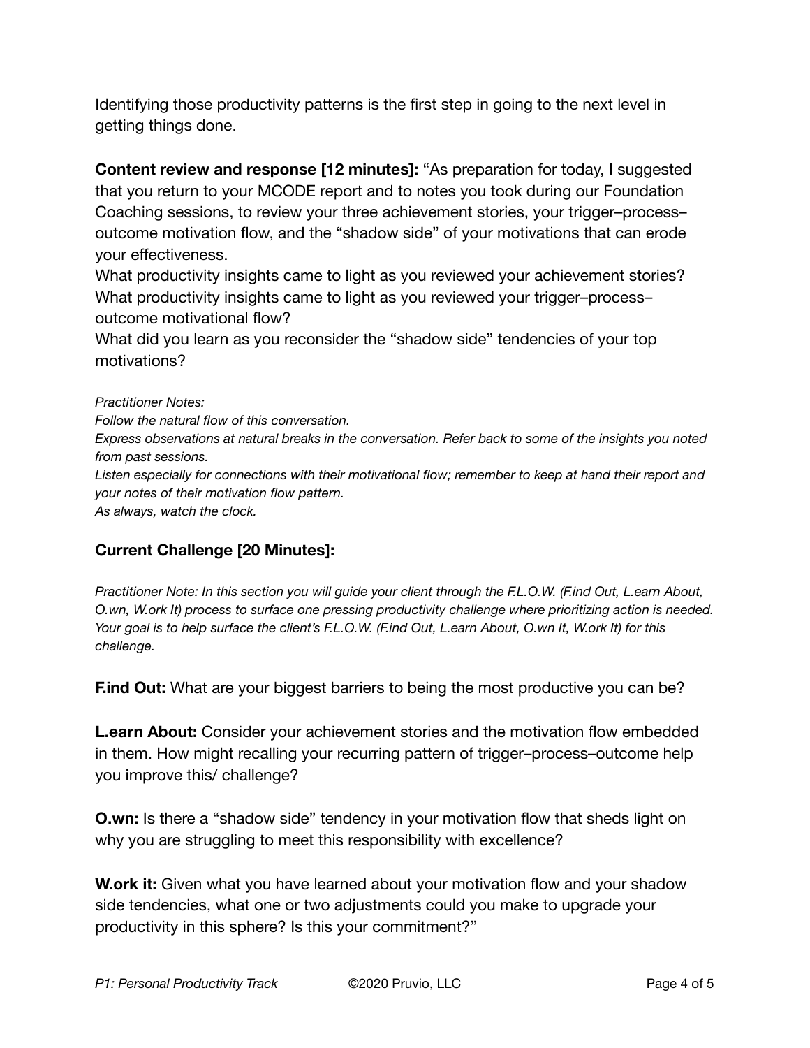Identifying those productivity patterns is the first step in going to the next level in getting things done.

**Content review and response [12 minutes]:** "As preparation for today, I suggested that you return to your MCODE report and to notes you took during our Foundation Coaching sessions, to review your three achievement stories, your trigger–process–outcome motivation flow, and the "shadow side" of your motivations that can erode your effectiveness.
What productivity insights came to light as you reviewed your achievement stories?
What productivity insights came to light as you reviewed your trigger–process–outcome motivational flow?
What did you learn as you reconsider the "shadow side" tendencies of your top motivations?

*Practitioner Notes:*
*Follow the natural flow of this conversation.*
*Express observations at natural breaks in the conversation. Refer back to some of the insights you noted from past sessions.*
*Listen especially for connections with their motivational flow; remember to keep at hand their report and your notes of their motivation flow pattern.*
*As always, watch the clock.*

**Current Challenge [20 Minutes]:**

*Practitioner Note: In this section you will guide your client through the F.L.O.W. (F.ind Out, L.earn About, O.wn, W.ork It) process to surface one pressing productivity challenge where prioritizing action is needed. Your goal is to help surface the client's F.L.O.W. (F.ind Out, L.earn About, O.wn It, W.ork It) for this challenge.*

**F.ind Out:** What are your biggest barriers to being the most productive you can be?

**L.earn About:** Consider your achievement stories and the motivation flow embedded in them. How might recalling your recurring pattern of trigger–process–outcome help you improve this/ challenge?

**O.wn:** Is there a "shadow side" tendency in your motivation flow that sheds light on why you are struggling to meet this responsibility with excellence?

**W.ork it:** Given what you have learned about your motivation flow and your shadow side tendencies, what one or two adjustments could you make to upgrade your productivity in this sphere? Is this your commitment?"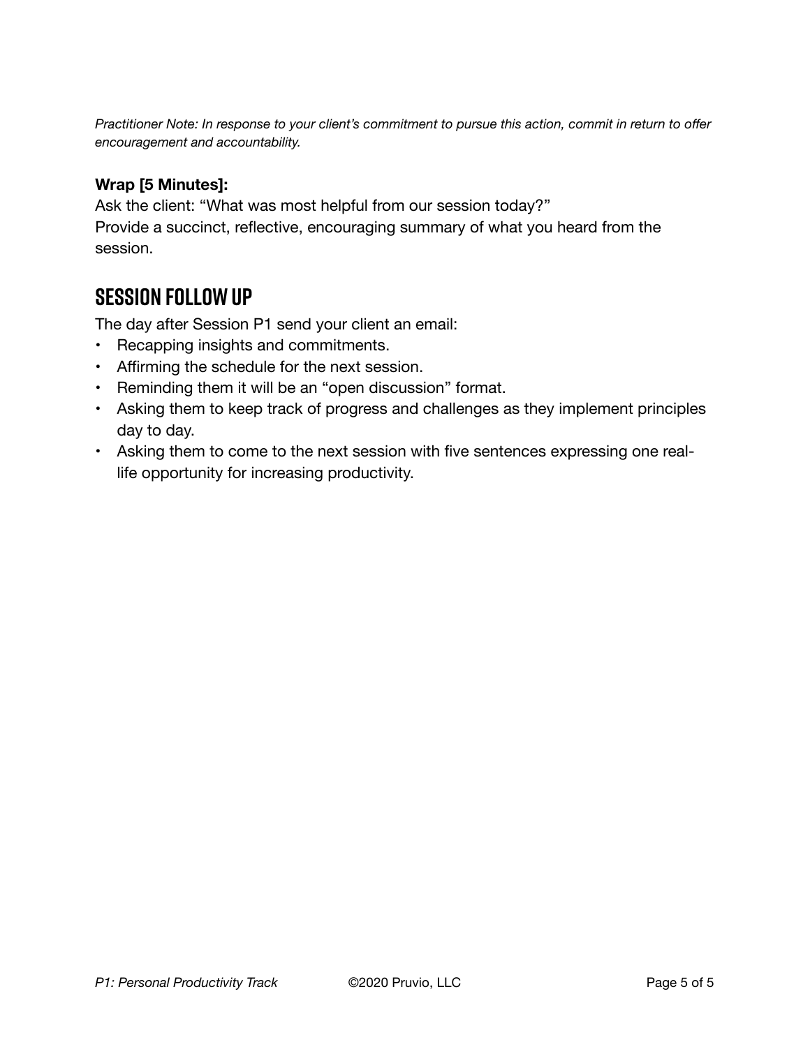*Practitioner Note: In response to your client's commitment to pursue this action, commit in return to offer encouragement and accountability.*

**Wrap [5 Minutes]:**

Ask the client: "What was most helpful from our session today?"
Provide a succinct, reflective, encouraging summary of what you heard from the session.

## SESSION FOLLOW UP

The day after Session P1 send your client an email:

- Recapping insights and commitments.
- Affirming the schedule for the next session.
- Reminding them it will be an "open discussion" format.
- Asking them to keep track of progress and challenges as they implement principles day to day.
- Asking them to come to the next session with five sentences expressing one real-life opportunity for increasing productivity.